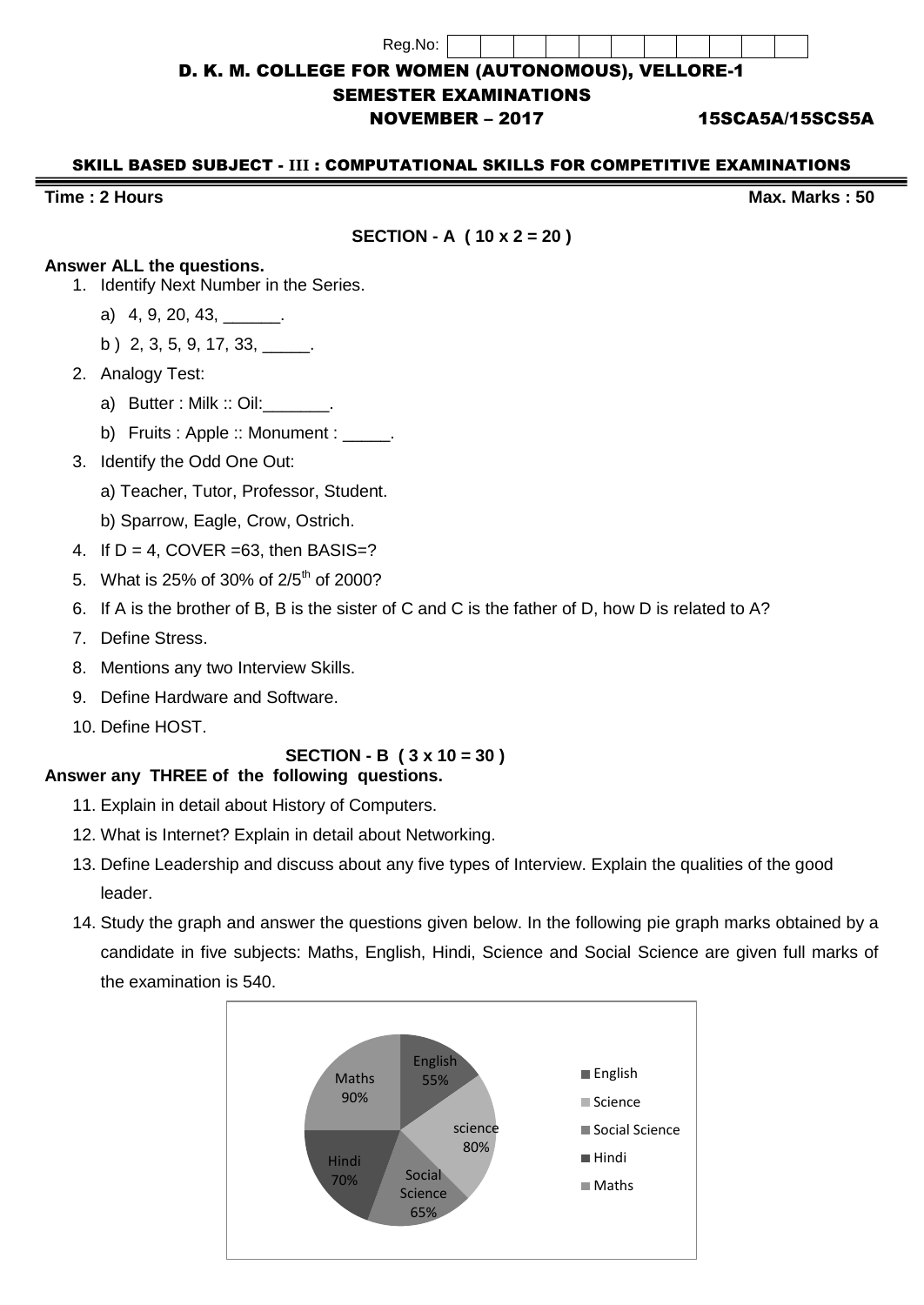Reg.No: 

# D. K. M. COLLEGE FOR WOMEN (AUTONOMOUS), VELLORE-1

## SEMESTER EXAMINATIONS

**NOVEMBER – 2017** **15SCA5A/15SCS5A**

### SKILL BASED SUBJECT - III : COMPUTATIONAL SKILLS FOR COMPETITIVE EXAMINATIONS

**Time : 2 Hours** **Max. Marks : 50**

**SECTION - A ( 10 x 2 = 20 )**

**Answer ALL the questions.**

1. Identify Next Number in the Series.
   a) 4, 9, 20, 43, ______.
   b ) 2, 3, 5, 9, 17, 33, _____.
2. Analogy Test:
   a) Butter : Milk :: Oil:_______.
   b) Fruits : Apple :: Monument : _____.
3. Identify the Odd One Out:
   a) Teacher, Tutor, Professor, Student.
   b) Sparrow, Eagle, Crow, Ostrich.
4. If D = 4, COVER =63, then BASIS=?
5. What is 25% of 30% of $2/5^{th}$ of 2000?
6. If A is the brother of B, B is the sister of C and C is the father of D, how D is related to A?
7. Define Stress.
8. Mentions any two Interview Skills.
9. Define Hardware and Software.
10. Define HOST.

**SECTION - B ( 3 x 10 = 30 )**

**Answer any THREE of the following questions.**

11. Explain in detail about History of Computers.
12. What is Internet? Explain in detail about Networking.
13. Define Leadership and discuss about any five types of Interview. Explain the qualities of the good leader.
14. Study the graph and answer the questions given below. In the following pie graph marks obtained by a candidate in five subjects: Maths, English, Hindi, Science and Social Science are given full marks of the examination is 540.

| Subject | Marks |
|---|---|
| English | 55% |
| science | 80% |
| Social Science | 65% |
| Hindi | 70% |
| Maths | 90% |

Legend: English, Science, Social Science, Hindi, Maths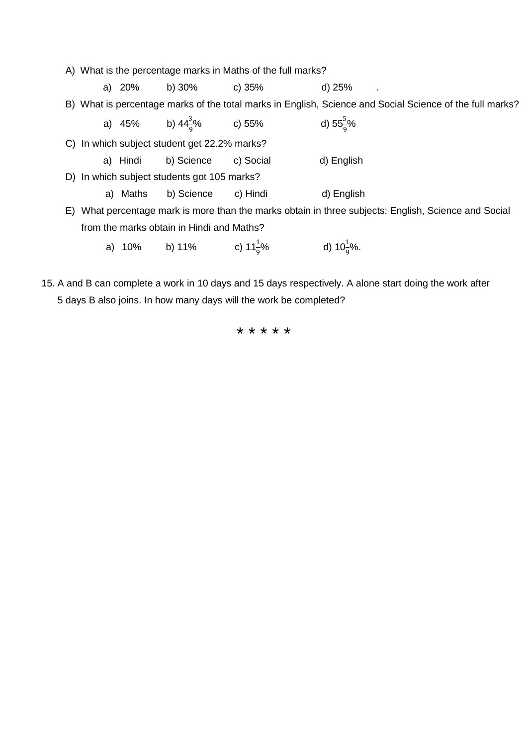A) What is the percentage marks in Maths of the full marks?

a) 20% b) 30% c) 35% d) 25% .

B) What is percentage marks of the total marks in English, Science and Social Science of the full marks?

a) 45% b) $44\frac{3}{9}$% c) 55% d) $55\frac{5}{9}$%

C) In which subject student get 22.2% marks?

a) Hindi b) Science c) Social d) English

D) In which subject students got 105 marks?

a) Maths b) Science c) Hindi d) English

E) What percentage mark is more than the marks obtain in three subjects: English, Science and Social from the marks obtain in Hindi and Maths?

a) 10% b) 11% c) $11\frac{1}{9}$% d) $10\frac{1}{9}$%.

15. A and B can complete a work in 10 days and 15 days respectively. A alone start doing the work after 5 days B also joins. In how many days will the work be completed?

* * * * *